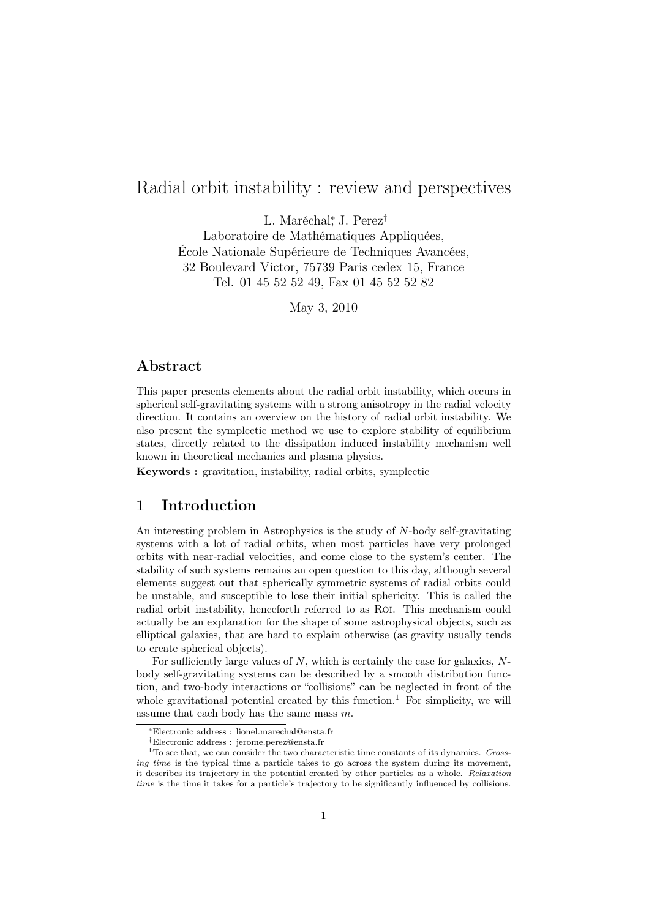# Radial orbit instability : review and perspectives

L. Maréchal[*], J. Perez[†]
Laboratoire de Mathématiques Appliquées,
École Nationale Supérieure de Techniques Avancées,
32 Boulevard Victor, 75739 Paris cedex 15, France
Tel. 01 45 52 52 49, Fax 01 45 52 52 82

May 3, 2010

## Abstract

This paper presents elements about the radial orbit instability, which occurs in spherical self-gravitating systems with a strong anisotropy in the radial velocity direction. It contains an overview on the history of radial orbit instability. We also present the symplectic method we use to explore stability of equilibrium states, directly related to the dissipation induced instability mechanism well known in theoretical mechanics and plasma physics.

**Keywords :** gravitation, instability, radial orbits, symplectic

## 1 Introduction

An interesting problem in Astrophysics is the study of $N$-body self-gravitating systems with a lot of radial orbits, when most particles have very prolonged orbits with near-radial velocities, and come close to the system's center. The stability of such systems remains an open question to this day, although several elements suggest out that spherically symmetric systems of radial orbits could be unstable, and susceptible to lose their initial sphericity. This is called the radial orbit instability, henceforth referred to as ROI. This mechanism could actually be an explanation for the shape of some astrophysical objects, such as elliptical galaxies, that are hard to explain otherwise (as gravity usually tends to create spherical objects).

For sufficiently large values of $N$, which is certainly the case for galaxies, $N$-body self-gravitating systems can be described by a smooth distribution function, and two-body interactions or "collisions" can be neglected in front of the whole gravitational potential created by this function.[1] For simplicity, we will assume that each body has the same mass $m$.

---

[*] Electronic address : lionel.marechal@ensta.fr

[†] Electronic address : jerome.perez@ensta.fr

[1] To see that, we can consider the two characteristic time constants of its dynamics. *Crossing time* is the typical time a particle takes to go across the system during its movement, it describes its trajectory in the potential created by other particles as a whole. *Relaxation time* is the time it takes for a particle's trajectory to be significantly influenced by collisions.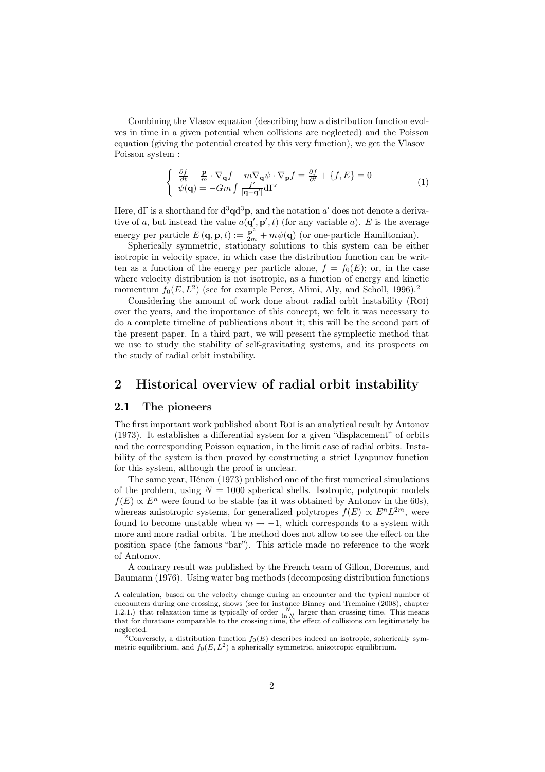Combining the Vlasov equation (describing how a distribution function evolves in time in a given potential when collisions are neglected) and the Poisson equation (giving the potential created by this very function), we get the Vlasov–Poisson system :

$$
\left\{ \begin{array}{l} \frac{\partial f}{\partial t} + \frac{\mathbf{p}}{m} \cdot \nabla_{\mathbf{q}} f - m \nabla_{\mathbf{q}} \psi \cdot \nabla_{\mathbf{p}} f = \frac{\partial f}{\partial t} + \{f, E\} = 0 \\ \psi(\mathbf{q}) = -Gm \int \frac{f'}{|\mathbf{q} - \mathbf{q}'|} \mathrm{d}\Gamma' \end{array} \right. \tag{1}
$$

Here, $\mathrm{d}\Gamma$ is a shorthand for $\mathrm{d}^3\mathbf{q}\mathrm{d}^3\mathbf{p}$, and the notation $a'$ does not denote a derivative of $a$, but instead the value $a(\mathbf{q}', \mathbf{p}', t)$ (for any variable $a$). $E$ is the average energy per particle $E\left(\mathbf{q}, \mathbf{p}, t\right) := \frac{\mathbf{p}^2}{2m} + m\psi(\mathbf{q})$ (or one-particle Hamiltonian).

Spherically symmetric, stationary solutions to this system can be either isotropic in velocity space, in which case the distribution function can be written as a function of the energy per particle alone, $f = f_0(E)$; or, in the case where velocity distribution is not isotropic, as a function of energy and kinetic momentum $f_0(E, L^2)$ (see for example Perez, Alimi, Aly, and Scholl, 1996).[2]

Considering the amount of work done about radial orbit instability (Roi) over the years, and the importance of this concept, we felt it was necessary to do a complete timeline of publications about it; this will be the second part of the present paper. In a third part, we will present the symplectic method that we use to study the stability of self-gravitating systems, and its prospects on the study of radial orbit instability.

## 2 Historical overview of radial orbit instability

### 2.1 The pioneers

The first important work published about Roi is an analytical result by Antonov (1973). It establishes a differential system for a given "displacement" of orbits and the corresponding Poisson equation, in the limit case of radial orbits. Instability of the system is then proved by constructing a strict Lyapunov function for this system, although the proof is unclear.

The same year, Hénon (1973) published one of the first numerical simulations of the problem, using $N = 1000$ spherical shells. Isotropic, polytropic models $f(E) \propto E^n$ were found to be stable (as it was obtained by Antonov in the 60s), whereas anisotropic systems, for generalized polytropes $f(E) \propto E^n L^{2m}$, were found to become unstable when $m \to -1$, which corresponds to a system with more and more radial orbits. The method does not allow to see the effect on the position space (the famous "bar"). This article made no reference to the work of Antonov.

A contrary result was published by the French team of Gillon, Doremus, and Baumann (1976). Using water bag methods (decomposing distribution functions

---

A calculation, based on the velocity change during an encounter and the typical number of encounters during one crossing, shows (see for instance Binney and Tremaine (2008), chapter 1.2.1.) that relaxation time is typically of order $\frac{N}{\ln N}$ larger than crossing time. This means that for durations comparable to the crossing time, the effect of collisions can legitimately be neglected.

[2] Conversely, a distribution function $f_0(E)$ describes indeed an isotropic, spherically symmetric equilibrium, and $f_0(E, L^2)$ a spherically symmetric, anisotropic equilibrium.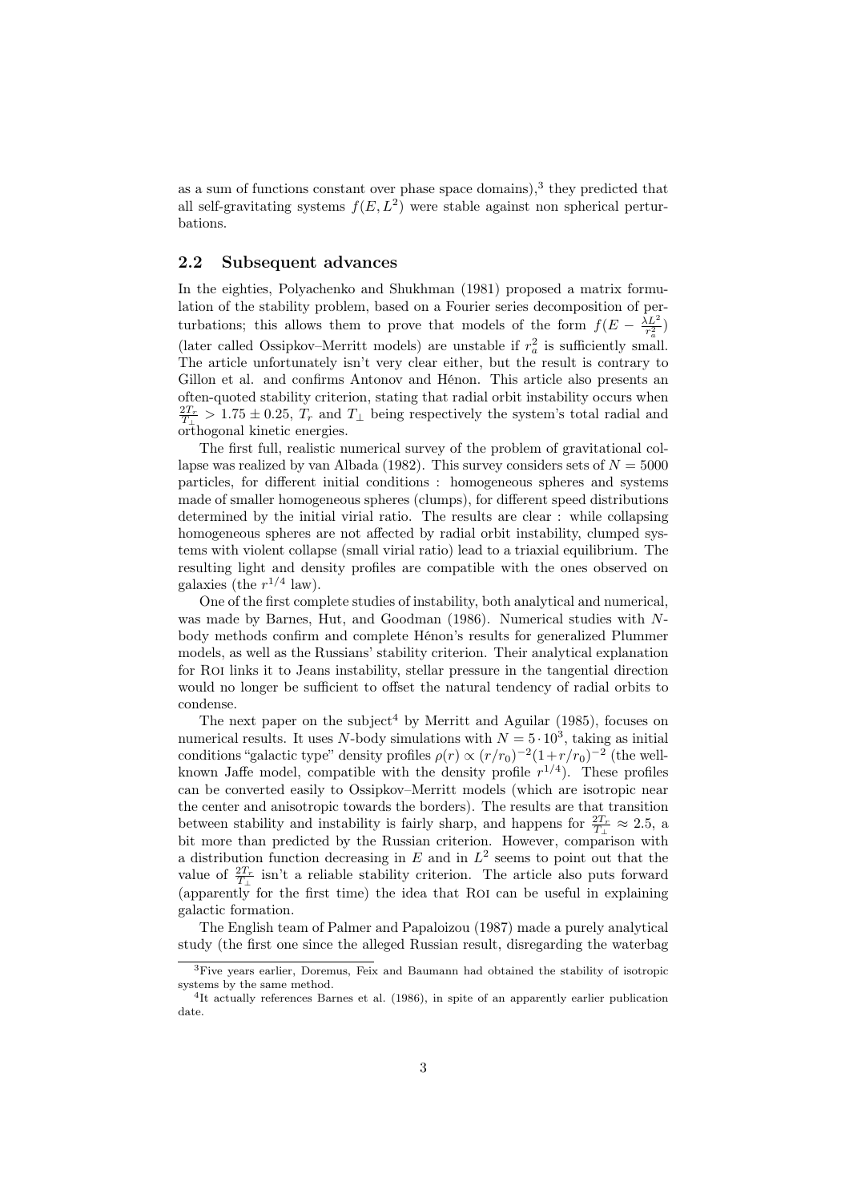as a sum of functions constant over phase space domains),[3] they predicted that all self-gravitating systems $f(E, L^2)$ were stable against non spherical perturbations.

## 2.2 Subsequent advances

In the eighties, Polyachenko and Shukhman (1981) proposed a matrix formulation of the stability problem, based on a Fourier series decomposition of perturbations; this allows them to prove that models of the form $f(E - \frac{\lambda L^2}{r_a^2})$ (later called Ossipkov–Merritt models) are unstable if $r_a^2$ is sufficiently small. The article unfortunately isn't very clear either, but the result is contrary to Gillon et al. and confirms Antonov and Hénon. This article also presents an often-quoted stability criterion, stating that radial orbit instability occurs when $\frac{2T_r}{T_\perp} > 1.75 \pm 0.25$, $T_r$ and $T_\perp$ being respectively the system's total radial and orthogonal kinetic energies.

The first full, realistic numerical survey of the problem of gravitational collapse was realized by van Albada (1982). This survey considers sets of $N = 5000$ particles, for different initial conditions : homogeneous spheres and systems made of smaller homogeneous spheres (clumps), for different speed distributions determined by the initial virial ratio. The results are clear : while collapsing homogeneous spheres are not affected by radial orbit instability, clumped systems with violent collapse (small virial ratio) lead to a triaxial equilibrium. The resulting light and density profiles are compatible with the ones observed on galaxies (the $r^{1/4}$ law).

One of the first complete studies of instability, both analytical and numerical, was made by Barnes, Hut, and Goodman (1986). Numerical studies with $N$-body methods confirm and complete Hénon's results for generalized Plummer models, as well as the Russians' stability criterion. Their analytical explanation for ROI links it to Jeans instability, stellar pressure in the tangential direction would no longer be sufficient to offset the natural tendency of radial orbits to condense.

The next paper on the subject[4] by Merritt and Aguilar (1985), focuses on numerical results. It uses $N$-body simulations with $N = 5 \cdot 10^3$, taking as initial conditions "galactic type" density profiles $\rho(r) \propto (r/r_0)^{-2}(1+r/r_0)^{-2}$ (the well-known Jaffe model, compatible with the density profile $r^{1/4}$). These profiles can be converted easily to Ossipkov–Merritt models (which are isotropic near the center and anisotropic towards the borders). The results are that transition between stability and instability is fairly sharp, and happens for $\frac{2T_r}{T_\perp} \approx 2.5$, a bit more than predicted by the Russian criterion. However, comparison with a distribution function decreasing in $E$ and in $L^2$ seems to point out that the value of $\frac{2T_r}{T_\perp}$ isn't a reliable stability criterion. The article also puts forward (apparently for the first time) the idea that ROI can be useful in explaining galactic formation.

The English team of Palmer and Papaloizou (1987) made a purely analytical study (the first one since the alleged Russian result, disregarding the waterbag

[3] Five years earlier, Doremus, Feix and Baumann had obtained the stability of isotropic systems by the same method.

[4] It actually references Barnes et al. (1986), in spite of an apparently earlier publication date.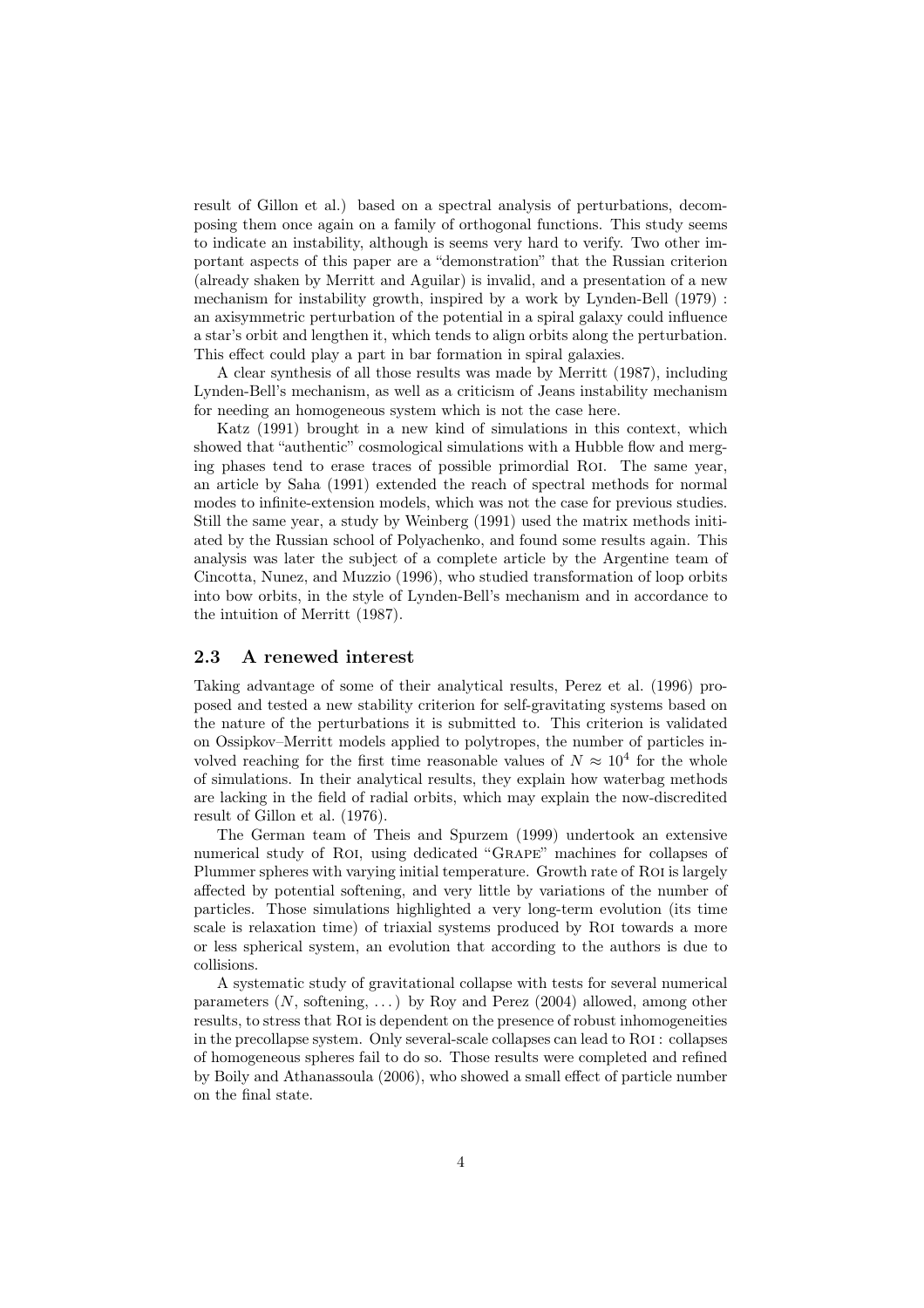result of Gillon et al.) based on a spectral analysis of perturbations, decomposing them once again on a family of orthogonal functions. This study seems to indicate an instability, although is seems very hard to verify. Two other important aspects of this paper are a "demonstration" that the Russian criterion (already shaken by Merritt and Aguilar) is invalid, and a presentation of a new mechanism for instability growth, inspired by a work by Lynden-Bell (1979) : an axisymmetric perturbation of the potential in a spiral galaxy could influence a star's orbit and lengthen it, which tends to align orbits along the perturbation. This effect could play a part in bar formation in spiral galaxies.

A clear synthesis of all those results was made by Merritt (1987), including Lynden-Bell's mechanism, as well as a criticism of Jeans instability mechanism for needing an homogeneous system which is not the case here.

Katz (1991) brought in a new kind of simulations in this context, which showed that "authentic" cosmological simulations with a Hubble flow and merging phases tend to erase traces of possible primordial ROI. The same year, an article by Saha (1991) extended the reach of spectral methods for normal modes to infinite-extension models, which was not the case for previous studies. Still the same year, a study by Weinberg (1991) used the matrix methods initiated by the Russian school of Polyachenko, and found some results again. This analysis was later the subject of a complete article by the Argentine team of Cincotta, Nunez, and Muzzio (1996), who studied transformation of loop orbits into bow orbits, in the style of Lynden-Bell's mechanism and in accordance to the intuition of Merritt (1987).

### 2.3 A renewed interest

Taking advantage of some of their analytical results, Perez et al. (1996) proposed and tested a new stability criterion for self-gravitating systems based on the nature of the perturbations it is submitted to. This criterion is validated on Ossipkov–Merritt models applied to polytropes, the number of particles involved reaching for the first time reasonable values of $N \approx 10^4$ for the whole of simulations. In their analytical results, they explain how waterbag methods are lacking in the field of radial orbits, which may explain the now-discredited result of Gillon et al. (1976).

The German team of Theis and Spurzem (1999) undertook an extensive numerical study of ROI, using dedicated "GRAPE" machines for collapses of Plummer spheres with varying initial temperature. Growth rate of ROI is largely affected by potential softening, and very little by variations of the number of particles. Those simulations highlighted a very long-term evolution (its time scale is relaxation time) of triaxial systems produced by ROI towards a more or less spherical system, an evolution that according to the authors is due to collisions.

A systematic study of gravitational collapse with tests for several numerical parameters ($N$, softening, ...) by Roy and Perez (2004) allowed, among other results, to stress that ROI is dependent on the presence of robust inhomogeneities in the precollapse system. Only several-scale collapses can lead to ROI : collapses of homogeneous spheres fail to do so. Those results were completed and refined by Boily and Athanassoula (2006), who showed a small effect of particle number on the final state.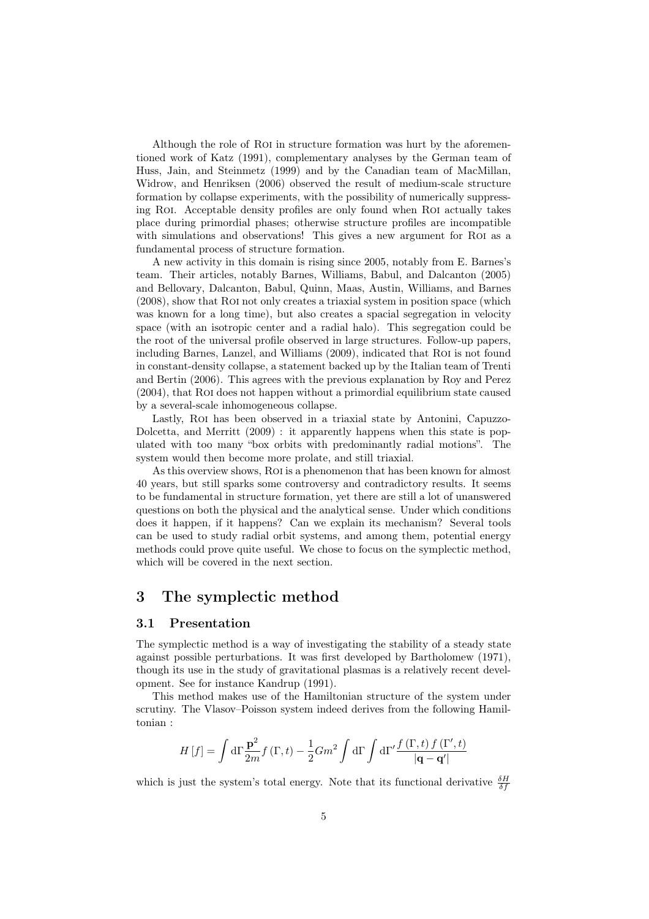Although the role of ROI in structure formation was hurt by the aforementioned work of Katz (1991), complementary analyses by the German team of Huss, Jain, and Steinmetz (1999) and by the Canadian team of MacMillan, Widrow, and Henriksen (2006) observed the result of medium-scale structure formation by collapse experiments, with the possibility of numerically suppressing ROI. Acceptable density profiles are only found when ROI actually takes place during primordial phases; otherwise structure profiles are incompatible with simulations and observations! This gives a new argument for ROI as a fundamental process of structure formation.

A new activity in this domain is rising since 2005, notably from E. Barnes's team. Their articles, notably Barnes, Williams, Babul, and Dalcanton (2005) and Bellovary, Dalcanton, Babul, Quinn, Maas, Austin, Williams, and Barnes (2008), show that ROI not only creates a triaxial system in position space (which was known for a long time), but also creates a spacial segregation in velocity space (with an isotropic center and a radial halo). This segregation could be the root of the universal profile observed in large structures. Follow-up papers, including Barnes, Lanzel, and Williams (2009), indicated that ROI is not found in constant-density collapse, a statement backed up by the Italian team of Trenti and Bertin (2006). This agrees with the previous explanation by Roy and Perez (2004), that ROI does not happen without a primordial equilibrium state caused by a several-scale inhomogeneous collapse.

Lastly, ROI has been observed in a triaxial state by Antonini, Capuzzo-Dolcetta, and Merritt (2009) : it apparently happens when this state is populated with too many "box orbits with predominantly radial motions". The system would then become more prolate, and still triaxial.

As this overview shows, ROI is a phenomenon that has been known for almost 40 years, but still sparks some controversy and contradictory results. It seems to be fundamental in structure formation, yet there are still a lot of unanswered questions on both the physical and the analytical sense. Under which conditions does it happen, if it happens? Can we explain its mechanism? Several tools can be used to study radial orbit systems, and among them, potential energy methods could prove quite useful. We chose to focus on the symplectic method, which will be covered in the next section.

# 3 The symplectic method

## 3.1 Presentation

The symplectic method is a way of investigating the stability of a steady state against possible perturbations. It was first developed by Bartholomew (1971), though its use in the study of gravitational plasmas is a relatively recent development. See for instance Kandrup (1991).

This method makes use of the Hamiltonian structure of the system under scrutiny. The Vlasov–Poisson system indeed derives from the following Hamiltonian :

$$H[f] = \int \mathrm{d}\Gamma \frac{\mathbf{p}^2}{2m} f(\Gamma, t) - \frac{1}{2} G m^2 \int \mathrm{d}\Gamma \int \mathrm{d}\Gamma' \frac{f(\Gamma, t)\, f(\Gamma', t)}{|\mathbf{q} - \mathbf{q}'|}$$

which is just the system's total energy. Note that its functional derivative $\frac{\delta H}{\delta f}$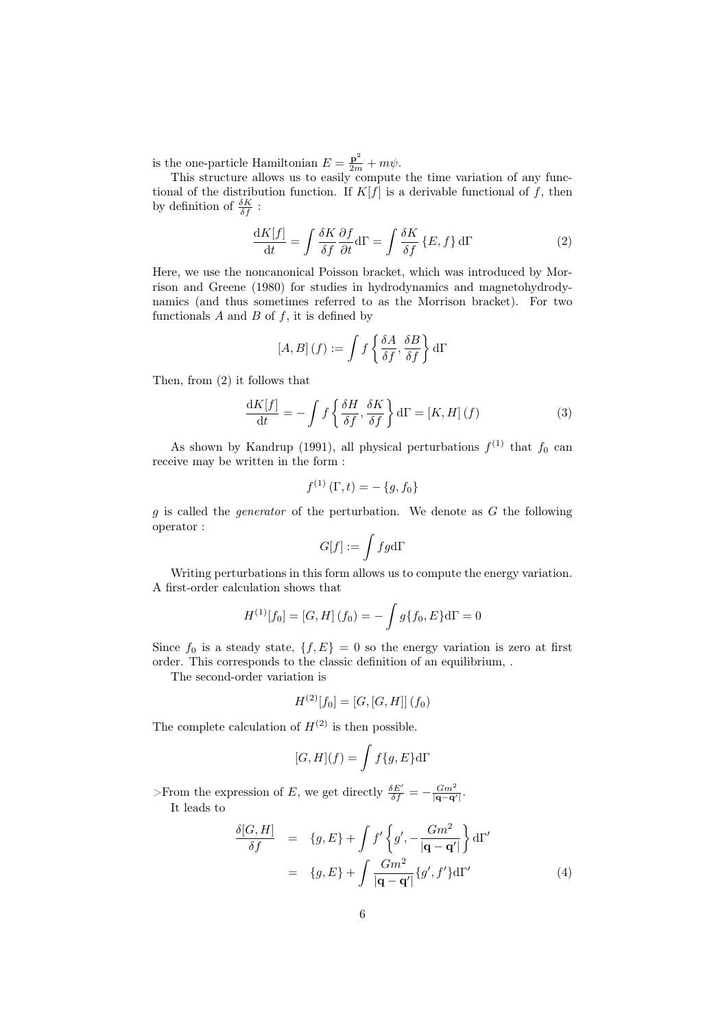is the one-particle Hamiltonian $E = \frac{\mathbf{p}^2}{2m} + m\psi$.

This structure allows us to easily compute the time variation of any functional of the distribution function. If $K[f]$ is a derivable functional of $f$, then by definition of $\frac{\delta K}{\delta f}$ :

$$\frac{\mathrm{d}K[f]}{\mathrm{d}t} = \int \frac{\delta K}{\delta f}\frac{\partial f}{\partial t}\mathrm{d}\Gamma = \int \frac{\delta K}{\delta f}\{E, f\}\,\mathrm{d}\Gamma \tag{2}$$

Here, we use the noncanonical Poisson bracket, which was introduced by Morrison and Greene (1980) for studies in hydrodynamics and magnetohydrodynamics (and thus sometimes referred to as the Morrison bracket). For two functionals $A$ and $B$ of $f$, it is defined by

$$[A, B]\,(f) := \int f \left\{\frac{\delta A}{\delta f}, \frac{\delta B}{\delta f}\right\}\mathrm{d}\Gamma$$

Then, from (2) it follows that

$$\frac{\mathrm{d}K[f]}{\mathrm{d}t} = -\int f \left\{\frac{\delta H}{\delta f}, \frac{\delta K}{\delta f}\right\}\mathrm{d}\Gamma = [K, H]\,(f) \tag{3}$$

As shown by Kandrup (1991), all physical perturbations $f^{(1)}$ that $f_0$ can receive may be written in the form :

$$f^{(1)}\,(\Gamma, t) = -\,\{g, f_0\}$$

$g$ is called the *generator* of the perturbation. We denote as $G$ the following operator :

$$G[f] := \int fg\mathrm{d}\Gamma$$

Writing perturbations in this form allows us to compute the energy variation. A first-order calculation shows that

$$H^{(1)}[f_0] = [G, H]\,(f_0) = -\int g\{f_0, E\}\mathrm{d}\Gamma = 0$$

Since $f_0$ is a steady state, $\{f, E\} = 0$ so the energy variation is zero at first order. This corresponds to the classic definition of an equilibrium, .

The second-order variation is

$$H^{(2)}[f_0] = [G, [G, H]]\,(f_0)$$

The complete calculation of $H^{(2)}$ is then possible.

$$[G, H](f) = \int f\{g, E\}\mathrm{d}\Gamma$$

>From the expression of $E$, we get directly $\frac{\delta E'}{\delta f} = -\frac{Gm^2}{|\mathbf{q}-\mathbf{q}'|}$.

It leads to

$$\begin{aligned}\frac{\delta[G, H]}{\delta f} &= \{g, E\} + \int f'\left\{g', -\frac{Gm^2}{|\mathbf{q}-\mathbf{q}'|}\right\}\mathrm{d}\Gamma' \\ &= \{g, E\} + \int \frac{Gm^2}{|\mathbf{q}-\mathbf{q}'|}\{g', f'\}\mathrm{d}\Gamma' \end{aligned} \tag{4}$$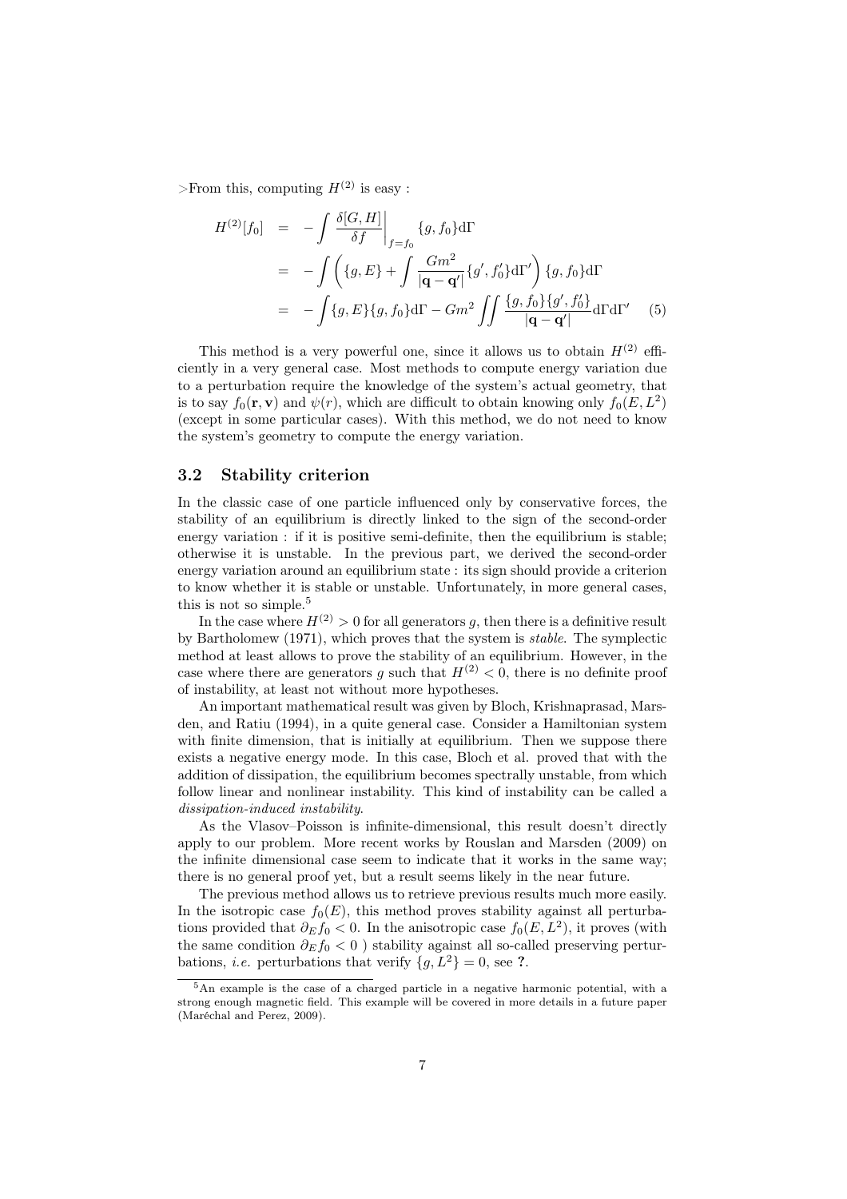>From this, computing $H^{(2)}$ is easy :

$$
\begin{aligned}
H^{(2)}[f_0] &= -\int \left.\frac{\delta[G,H]}{\delta f}\right|_{f=f_0} \{g, f_0\}\mathrm{d}\Gamma \\
&= -\int \left( \{g, E\} + \int \frac{Gm^2}{|\mathbf{q}-\mathbf{q}'|}\{g', f_0'\}\mathrm{d}\Gamma' \right) \{g, f_0\}\mathrm{d}\Gamma \\
&= -\int \{g, E\}\{g, f_0\}\mathrm{d}\Gamma - Gm^2 \iint \frac{\{g, f_0\}\{g', f_0'\}}{|\mathbf{q}-\mathbf{q}'|}\mathrm{d}\Gamma\mathrm{d}\Gamma' \qquad (5)
\end{aligned}
$$

This method is a very powerful one, since it allows us to obtain $H^{(2)}$ efficiently in a very general case. Most methods to compute energy variation due to a perturbation require the knowledge of the system's actual geometry, that is to say $f_0(\mathbf{r}, \mathbf{v})$ and $\psi(r)$, which are difficult to obtain knowing only $f_0(E, L^2)$ (except in some particular cases). With this method, we do not need to know the system's geometry to compute the energy variation.

### 3.2 Stability criterion

In the classic case of one particle influenced only by conservative forces, the stability of an equilibrium is directly linked to the sign of the second-order energy variation : if it is positive semi-definite, then the equilibrium is stable; otherwise it is unstable. In the previous part, we derived the second-order energy variation around an equilibrium state : its sign should provide a criterion to know whether it is stable or unstable. Unfortunately, in more general cases, this is not so simple.[5]

In the case where $H^{(2)} > 0$ for all generators $g$, then there is a definitive result by Bartholomew (1971), which proves that the system is *stable*. The symplectic method at least allows to prove the stability of an equilibrium. However, in the case where there are generators $g$ such that $H^{(2)} < 0$, there is no definite proof of instability, at least not without more hypotheses.

An important mathematical result was given by Bloch, Krishnaprasad, Marsden, and Ratiu (1994), in a quite general case. Consider a Hamiltonian system with finite dimension, that is initially at equilibrium. Then we suppose there exists a negative energy mode. In this case, Bloch et al. proved that with the addition of dissipation, the equilibrium becomes spectrally unstable, from which follow linear and nonlinear instability. This kind of instability can be called a *dissipation-induced instability*.

As the Vlasov–Poisson is infinite-dimensional, this result doesn't directly apply to our problem. More recent works by Rouslan and Marsden (2009) on the infinite dimensional case seem to indicate that it works in the same way; there is no general proof yet, but a result seems likely in the near future.

The previous method allows us to retrieve previous results much more easily. In the isotropic case $f_0(E)$, this method proves stability against all perturbations provided that $\partial_E f_0 < 0$. In the anisotropic case $f_0(E, L^2)$, it proves (with the same condition $\partial_E f_0 < 0$ ) stability against all so-called preserving perturbations, *i.e.* perturbations that verify $\{g, L^2\} = 0$, see **?**.

[5] An example is the case of a charged particle in a negative harmonic potential, with a strong enough magnetic field. This example will be covered in more details in a future paper (Maréchal and Perez, 2009).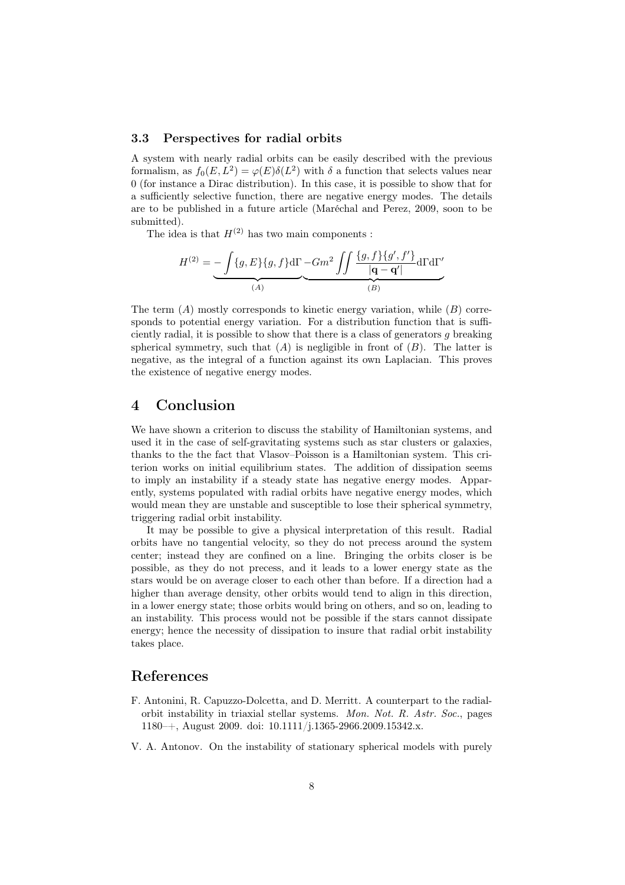### 3.3 Perspectives for radial orbits

A system with nearly radial orbits can be easily described with the previous formalism, as $f_0(E, L^2) = \varphi(E)\delta(L^2)$ with $\delta$ a function that selects values near 0 (for instance a Dirac distribution). In this case, it is possible to show that for a sufficiently selective function, there are negative energy modes. The details are to be published in a future article (Maréchal and Perez, 2009, soon to be submitted).

The idea is that $H^{(2)}$ has two main components :

$$H^{(2)} = \underbrace{-\int \{g, E\}\{g, f\}\mathrm{d}\Gamma}_{(A)} \underbrace{-Gm^2 \iint \frac{\{g, f\}\{g', f'\}}{|\mathbf{q} - \mathbf{q}'|}\mathrm{d}\Gamma\mathrm{d}\Gamma'}_{(B)}$$

The term $(A)$ mostly corresponds to kinetic energy variation, while $(B)$ corresponds to potential energy variation. For a distribution function that is sufficiently radial, it is possible to show that there is a class of generators $g$ breaking spherical symmetry, such that $(A)$ is negligible in front of $(B)$. The latter is negative, as the integral of a function against its own Laplacian. This proves the existence of negative energy modes.

# 4 Conclusion

We have shown a criterion to discuss the stability of Hamiltonian systems, and used it in the case of self-gravitating systems such as star clusters or galaxies, thanks to the the fact that Vlasov–Poisson is a Hamiltonian system. This criterion works on initial equilibrium states. The addition of dissipation seems to imply an instability if a steady state has negative energy modes. Apparently, systems populated with radial orbits have negative energy modes, which would mean they are unstable and susceptible to lose their spherical symmetry, triggering radial orbit instability.

It may be possible to give a physical interpretation of this result. Radial orbits have no tangential velocity, so they do not precess around the system center; instead they are confined on a line. Bringing the orbits closer is be possible, as they do not precess, and it leads to a lower energy state as the stars would be on average closer to each other than before. If a direction had a higher than average density, other orbits would tend to align in this direction, in a lower energy state; those orbits would bring on others, and so on, leading to an instability. This process would not be possible if the stars cannot dissipate energy; hence the necessity of dissipation to insure that radial orbit instability takes place.

# References

F. Antonini, R. Capuzzo-Dolcetta, and D. Merritt. A counterpart to the radial-orbit instability in triaxial stellar systems. *Mon. Not. R. Astr. Soc.*, pages 1180–+, August 2009. doi: 10.1111/j.1365-2966.2009.15342.x.

V. A. Antonov. On the instability of stationary spherical models with purely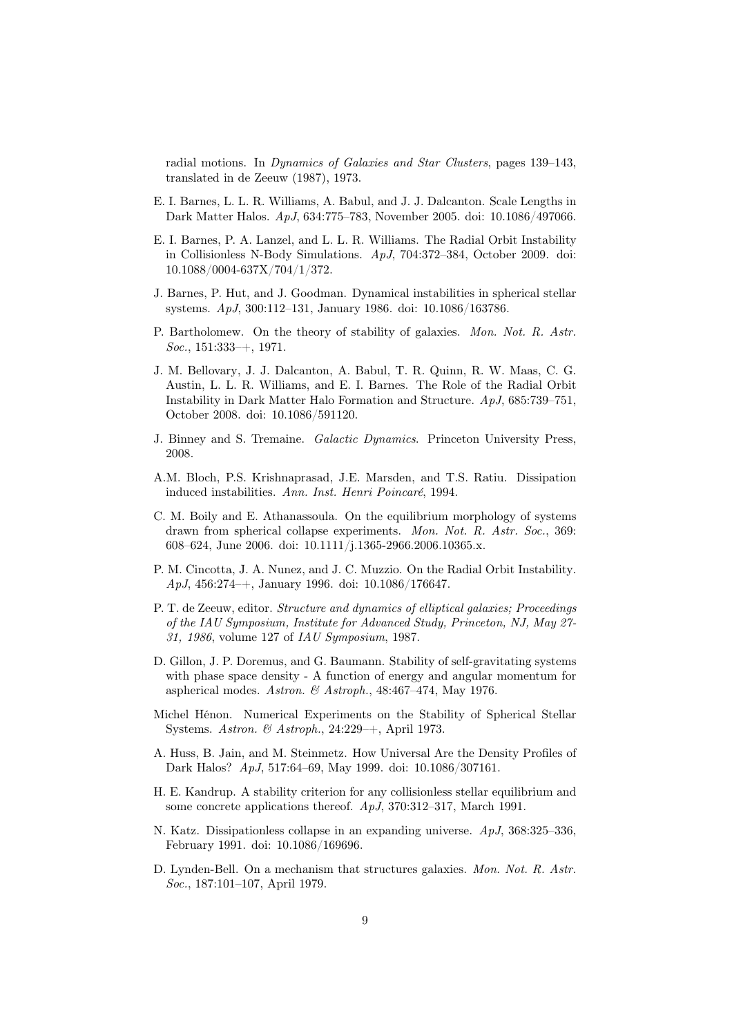radial motions. In *Dynamics of Galaxies and Star Clusters*, pages 139–143, translated in de Zeeuw (1987), 1973.

E. I. Barnes, L. L. R. Williams, A. Babul, and J. J. Dalcanton. Scale Lengths in Dark Matter Halos. *ApJ*, 634:775–783, November 2005. doi: 10.1086/497066.

E. I. Barnes, P. A. Lanzel, and L. L. R. Williams. The Radial Orbit Instability in Collisionless N-Body Simulations. *ApJ*, 704:372–384, October 2009. doi: 10.1088/0004-637X/704/1/372.

J. Barnes, P. Hut, and J. Goodman. Dynamical instabilities in spherical stellar systems. *ApJ*, 300:112–131, January 1986. doi: 10.1086/163786.

P. Bartholomew. On the theory of stability of galaxies. *Mon. Not. R. Astr. Soc.*, 151:333–+, 1971.

J. M. Bellovary, J. J. Dalcanton, A. Babul, T. R. Quinn, R. W. Maas, C. G. Austin, L. L. R. Williams, and E. I. Barnes. The Role of the Radial Orbit Instability in Dark Matter Halo Formation and Structure. *ApJ*, 685:739–751, October 2008. doi: 10.1086/591120.

J. Binney and S. Tremaine. *Galactic Dynamics*. Princeton University Press, 2008.

A.M. Bloch, P.S. Krishnaprasad, J.E. Marsden, and T.S. Ratiu. Dissipation induced instabilities. *Ann. Inst. Henri Poincaré*, 1994.

C. M. Boily and E. Athanassoula. On the equilibrium morphology of systems drawn from spherical collapse experiments. *Mon. Not. R. Astr. Soc.*, 369: 608–624, June 2006. doi: 10.1111/j.1365-2966.2006.10365.x.

P. M. Cincotta, J. A. Nunez, and J. C. Muzzio. On the Radial Orbit Instability. *ApJ*, 456:274–+, January 1996. doi: 10.1086/176647.

P. T. de Zeeuw, editor. *Structure and dynamics of elliptical galaxies; Proceedings of the IAU Symposium, Institute for Advanced Study, Princeton, NJ, May 27-31, 1986*, volume 127 of *IAU Symposium*, 1987.

D. Gillon, J. P. Doremus, and G. Baumann. Stability of self-gravitating systems with phase space density - A function of energy and angular momentum for aspherical modes. *Astron. & Astroph.*, 48:467–474, May 1976.

Michel Hénon. Numerical Experiments on the Stability of Spherical Stellar Systems. *Astron. & Astroph.*, 24:229–+, April 1973.

A. Huss, B. Jain, and M. Steinmetz. How Universal Are the Density Profiles of Dark Halos? *ApJ*, 517:64–69, May 1999. doi: 10.1086/307161.

H. E. Kandrup. A stability criterion for any collisionless stellar equilibrium and some concrete applications thereof. *ApJ*, 370:312–317, March 1991.

N. Katz. Dissipationless collapse in an expanding universe. *ApJ*, 368:325–336, February 1991. doi: 10.1086/169696.

D. Lynden-Bell. On a mechanism that structures galaxies. *Mon. Not. R. Astr. Soc.*, 187:101–107, April 1979.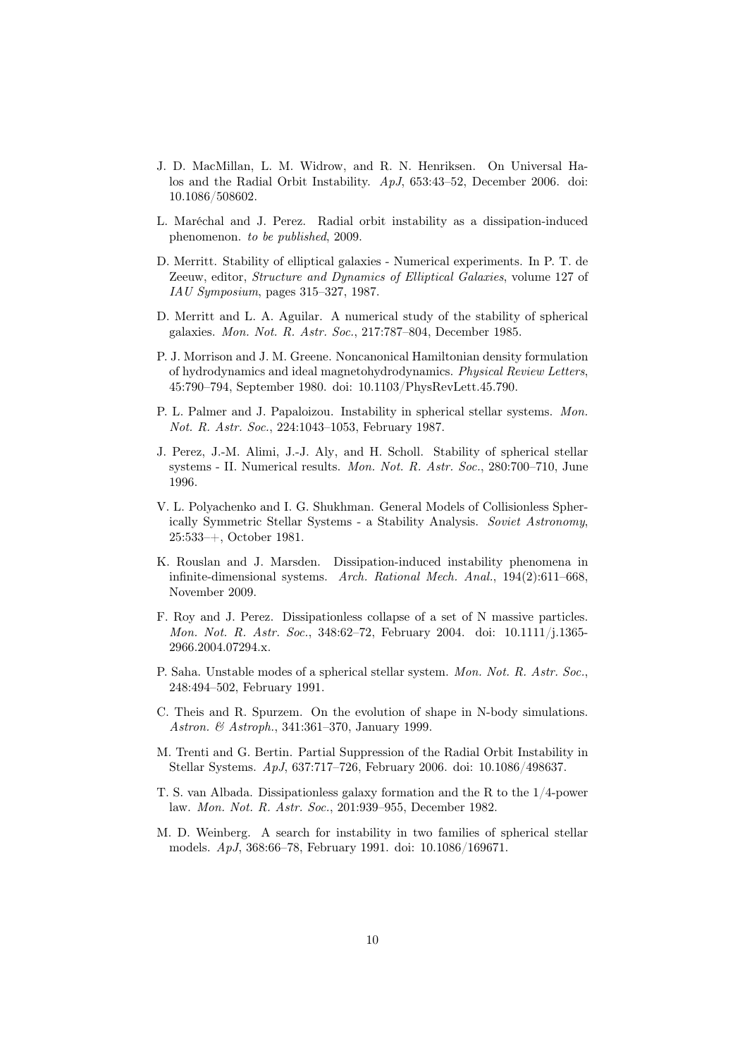J. D. MacMillan, L. M. Widrow, and R. N. Henriksen. On Universal Halos and the Radial Orbit Instability. *ApJ*, 653:43–52, December 2006. doi: 10.1086/508602.

L. Maréchal and J. Perez. Radial orbit instability as a dissipation-induced phenomenon. *to be published*, 2009.

D. Merritt. Stability of elliptical galaxies - Numerical experiments. In P. T. de Zeeuw, editor, *Structure and Dynamics of Elliptical Galaxies*, volume 127 of *IAU Symposium*, pages 315–327, 1987.

D. Merritt and L. A. Aguilar. A numerical study of the stability of spherical galaxies. *Mon. Not. R. Astr. Soc.*, 217:787–804, December 1985.

P. J. Morrison and J. M. Greene. Noncanonical Hamiltonian density formulation of hydrodynamics and ideal magnetohydrodynamics. *Physical Review Letters*, 45:790–794, September 1980. doi: 10.1103/PhysRevLett.45.790.

P. L. Palmer and J. Papaloizou. Instability in spherical stellar systems. *Mon. Not. R. Astr. Soc.*, 224:1043–1053, February 1987.

J. Perez, J.-M. Alimi, J.-J. Aly, and H. Scholl. Stability of spherical stellar systems - II. Numerical results. *Mon. Not. R. Astr. Soc.*, 280:700–710, June 1996.

V. L. Polyachenko and I. G. Shukhman. General Models of Collisionless Spherically Symmetric Stellar Systems - a Stability Analysis. *Soviet Astronomy*, 25:533–+, October 1981.

K. Rouslan and J. Marsden. Dissipation-induced instability phenomena in infinite-dimensional systems. *Arch. Rational Mech. Anal.*, 194(2):611–668, November 2009.

F. Roy and J. Perez. Dissipationless collapse of a set of N massive particles. *Mon. Not. R. Astr. Soc.*, 348:62–72, February 2004. doi: 10.1111/j.1365-2966.2004.07294.x.

P. Saha. Unstable modes of a spherical stellar system. *Mon. Not. R. Astr. Soc.*, 248:494–502, February 1991.

C. Theis and R. Spurzem. On the evolution of shape in N-body simulations. *Astron. & Astroph.*, 341:361–370, January 1999.

M. Trenti and G. Bertin. Partial Suppression of the Radial Orbit Instability in Stellar Systems. *ApJ*, 637:717–726, February 2006. doi: 10.1086/498637.

T. S. van Albada. Dissipationless galaxy formation and the R to the 1/4-power law. *Mon. Not. R. Astr. Soc.*, 201:939–955, December 1982.

M. D. Weinberg. A search for instability in two families of spherical stellar models. *ApJ*, 368:66–78, February 1991. doi: 10.1086/169671.